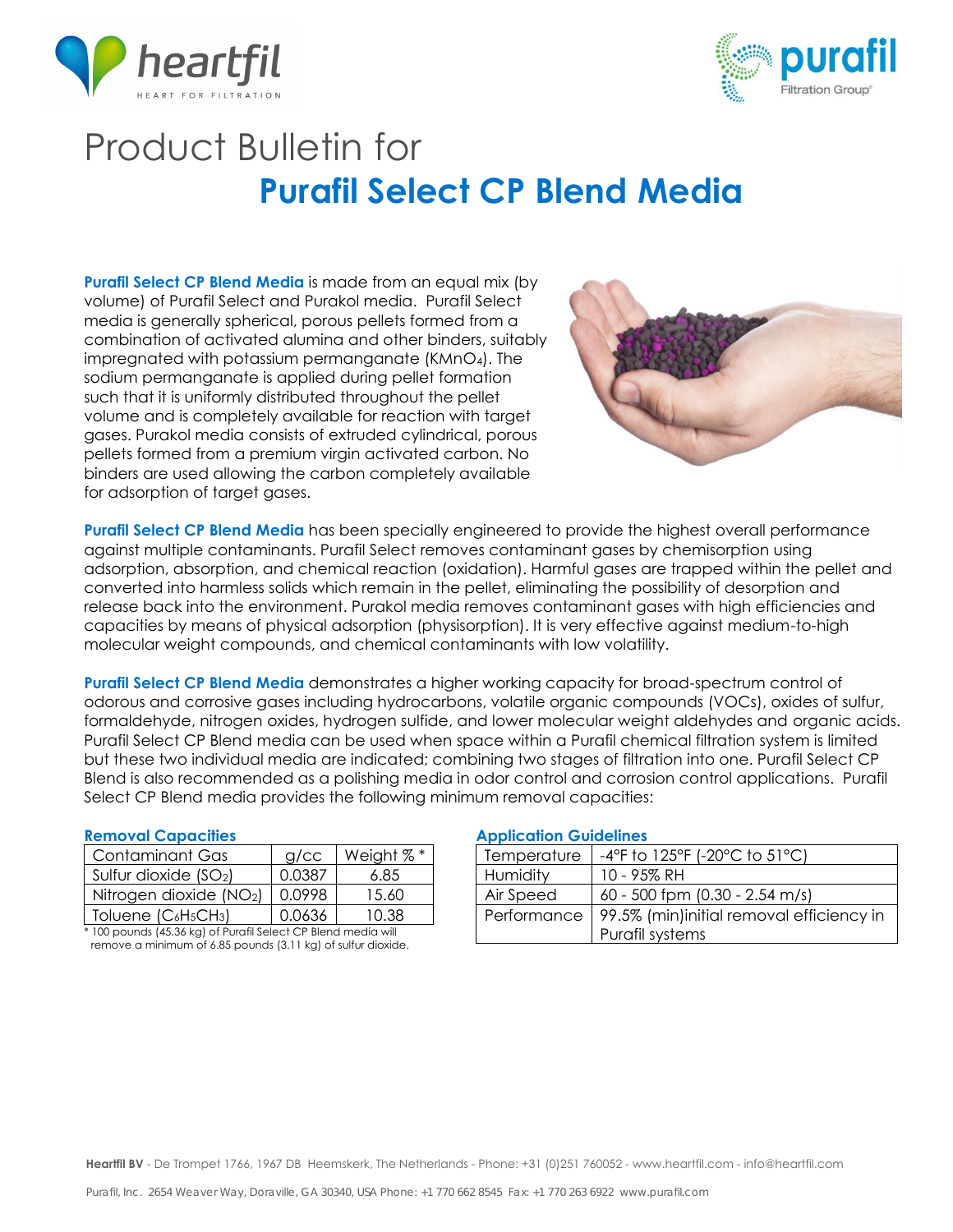# Product Bulletin for

## Purafil Select CP Blend Media

**Purafil Select CP Blend Media** is made from an equal mix (by volume) of Purafil Select and Purakol media. Purafil Select media is generally spherical, porous pellets formed from a combination of activated alumina and other binders, suitably impregnated with potassium permanganate ($KMnO_4$). The sodium permanganate is applied during pellet formation such that it is uniformly distributed throughout the pellet volume and is completely available for reaction with target gases. Purakol media consists of extruded cylindrical, porous pellets formed from a premium virgin activated carbon. No binders are used allowing the carbon completely available for adsorption of target gases.

**Purafil Select CP Blend Media** has been specially engineered to provide the highest overall performance against multiple contaminants. Purafil Select removes contaminant gases by chemisorption using adsorption, absorption, and chemical reaction (oxidation). Harmful gases are trapped within the pellet and converted into harmless solids which remain in the pellet, eliminating the possibility of desorption and release back into the environment. Purakol media removes contaminant gases with high efficiencies and capacities by means of physical adsorption (physisorption). It is very effective against medium-to-high molecular weight compounds, and chemical contaminants with low volatility.

**Purafil Select CP Blend Media** demonstrates a higher working capacity for broad-spectrum control of odorous and corrosive gases including hydrocarbons, volatile organic compounds (VOCs), oxides of sulfur, formaldehyde, nitrogen oxides, hydrogen sulfide, and lower molecular weight aldehydes and organic acids. Purafil Select CP Blend media can be used when space within a Purafil chemical filtration system is limited but these two individual media are indicated; combining two stages of filtration into one. Purafil Select CP Blend is also recommended as a polishing media in odor control and corrosion control applications. Purafil Select CP Blend media provides the following minimum removal capacities:

### Removal Capacities

| Contaminant Gas | g/cc | Weight % * |
|---|---|---|
| Sulfur dioxide ($SO_2$) | 0.0387 | 6.85 |
| Nitrogen dioxide ($NO_2$) | 0.0998 | 15.60 |
| Toluene ($C_6H_5CH_3$) | 0.0636 | 10.38 |

* 100 pounds (45.36 kg) of Purafil Select CP Blend media will remove a minimum of 6.85 pounds (3.11 kg) of sulfur dioxide.

### Application Guidelines

| | |
|---|---|
| Temperature | -4°F to 125°F (-20°C to 51°C) |
| Humidity | 10 - 95% RH |
| Air Speed | 60 - 500 fpm (0.30 - 2.54 m/s) |
| Performance | 99.5% (min)initial removal efficiency in Purafil systems |

**Heartfil BV** - De Trompet 1766, 1967 DB Heemskerk, The Netherlands - Phone: +31 (0)251 760052 - www.heartfil.com - info@heartfil.com

Purafil, Inc. 2654 Weaver Way, Doraville, GA 30340, USA Phone: +1 770 662 8545 Fax: +1 770 263 6922 www.purafil.com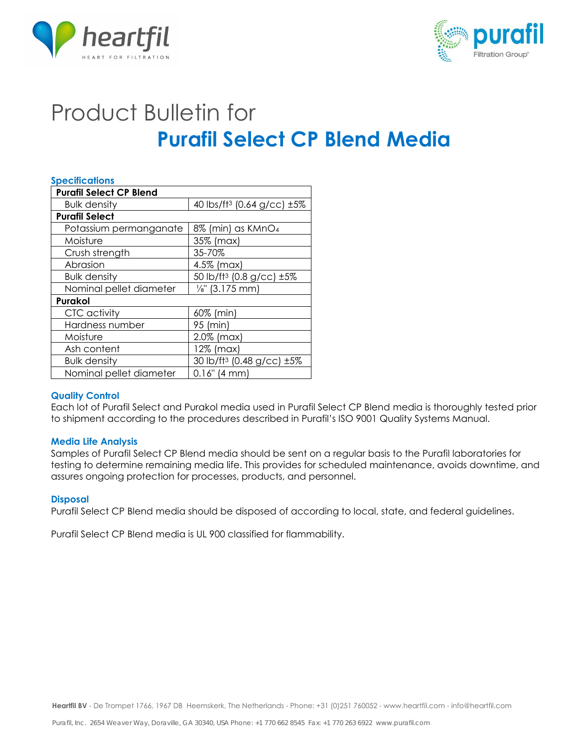# Product Bulletin for

# Purafil Select CP Blend Media

### Specifications

| | |
|---|---|
| **Purafil Select CP Blend** | |
| Bulk density | 40 lbs/ft$^3$ (0.64 g/cc) ±5% |
| **Purafil Select** | |
| Potassium permanganate | 8% (min) as $KMnO_4$ |
| Moisture | 35% (max) |
| Crush strength | 35-70% |
| Abrasion | 4.5% (max) |
| Bulk density | 50 lb/ft$^3$ (0.8 g/cc) ±5% |
| Nominal pellet diameter | ⅛" (3.175 mm) |
| **Purakol** | |
| CTC activity | 60% (min) |
| Hardness number | 95 (min) |
| Moisture | 2.0% (max) |
| Ash content | 12% (max) |
| Bulk density | 30 lb/ft$^3$ (0.48 g/cc) ±5% |
| Nominal pellet diameter | 0.16" (4 mm) |

### Quality Control

Each lot of Purafil Select and Purakol media used in Purafil Select CP Blend media is thoroughly tested prior to shipment according to the procedures described in Purafil's ISO 9001 Quality Systems Manual.

### Media Life Analysis

Samples of Purafil Select CP Blend media should be sent on a regular basis to the Purafil laboratories for testing to determine remaining media life. This provides for scheduled maintenance, avoids downtime, and assures ongoing protection for processes, products, and personnel.

### Disposal

Purafil Select CP Blend media should be disposed of according to local, state, and federal guidelines.

Purafil Select CP Blend media is UL 900 classified for flammability.

**Heartfil BV** - De Trompet 1766, 1967 DB Heemskerk, The Netherlands - Phone: +31 (0)251 760052 - www.heartfil.com - info@heartfil.com

Purafil, Inc. 2654 Weaver Way, Doraville, GA 30340, USA Phone: +1 770 662 8545 Fax: +1 770 263 6922 www.purafil.com